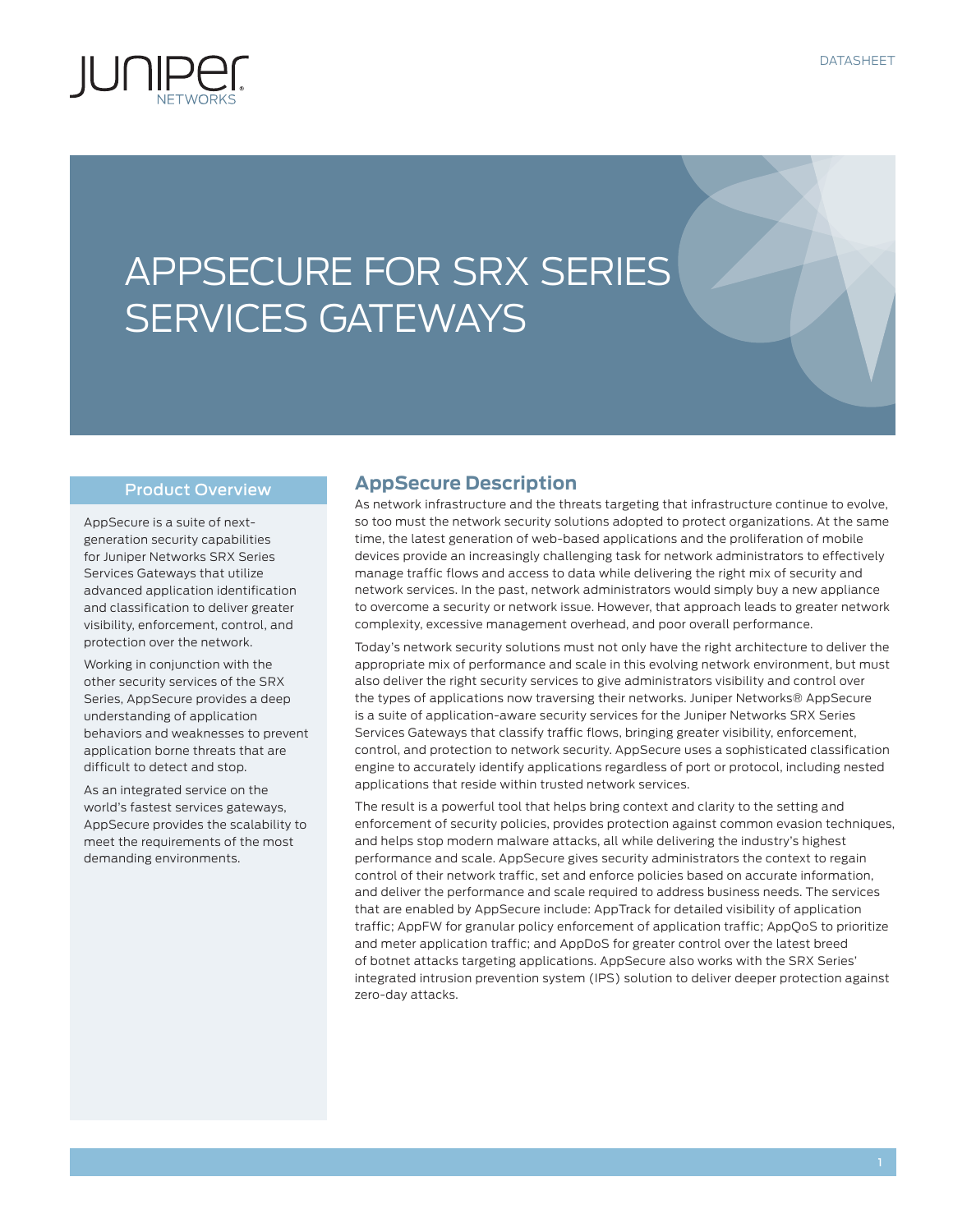# APPSECURE FOR SRX SERIES SERVICES GATEWAYS

## Product Overview

AppSecure is a suite of next-generation security capabilities for Juniper Networks SRX Series Services Gateways that utilize advanced application identification and classification to deliver greater visibility, enforcement, control, and protection over the network.

Working in conjunction with the other security services of the SRX Series, AppSecure provides a deep understanding of application behaviors and weaknesses to prevent application borne threats that are difficult to detect and stop.

As an integrated service on the world's fastest services gateways, AppSecure provides the scalability to meet the requirements of the most demanding environments.

## AppSecure Description

As network infrastructure and the threats targeting that infrastructure continue to evolve, so too must the network security solutions adopted to protect organizations. At the same time, the latest generation of web-based applications and the proliferation of mobile devices provide an increasingly challenging task for network administrators to effectively manage traffic flows and access to data while delivering the right mix of security and network services. In the past, network administrators would simply buy a new appliance to overcome a security or network issue. However, that approach leads to greater network complexity, excessive management overhead, and poor overall performance.

Today's network security solutions must not only have the right architecture to deliver the appropriate mix of performance and scale in this evolving network environment, but must also deliver the right security services to give administrators visibility and control over the types of applications now traversing their networks. Juniper Networks® AppSecure is a suite of application-aware security services for the Juniper Networks SRX Series Services Gateways that classify traffic flows, bringing greater visibility, enforcement, control, and protection to network security. AppSecure uses a sophisticated classification engine to accurately identify applications regardless of port or protocol, including nested applications that reside within trusted network services.

The result is a powerful tool that helps bring context and clarity to the setting and enforcement of security policies, provides protection against common evasion techniques, and helps stop modern malware attacks, all while delivering the industry's highest performance and scale. AppSecure gives security administrators the context to regain control of their network traffic, set and enforce policies based on accurate information, and deliver the performance and scale required to address business needs. The services that are enabled by AppSecure include: AppTrack for detailed visibility of application traffic; AppFW for granular policy enforcement of application traffic; AppQoS to prioritize and meter application traffic; and AppDoS for greater control over the latest breed of botnet attacks targeting applications. AppSecure also works with the SRX Series' integrated intrusion prevention system (IPS) solution to deliver deeper protection against zero-day attacks.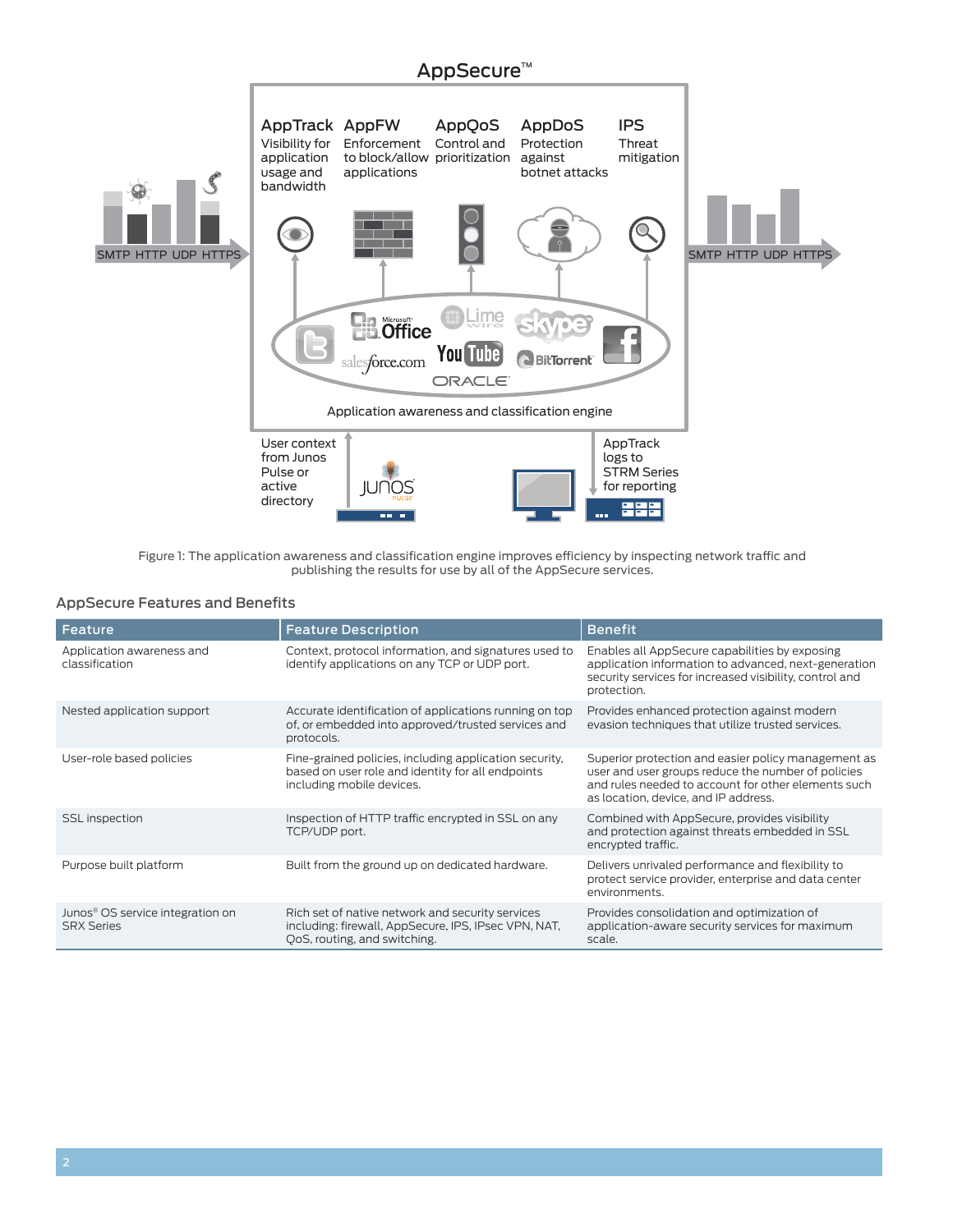AppSecure™

AppTrack
Visibility for application usage and bandwidth

AppFW
Enforcement to block/allow applications

AppQoS
Control and prioritization

AppDoS
Protection against botnet attacks

IPS
Threat mitigation

SMTP HTTP UDP HTTPS

SMTP HTTP UDP HTTPS

Application awareness and classification engine

User context from Junos Pulse or active directory

AppTrack logs to STRM Series for reporting

Figure 1: The application awareness and classification engine improves efficiency by inspecting network traffic and publishing the results for use by all of the AppSecure services.

### AppSecure Features and Benefits

| Feature | Feature Description | Benefit |
|---|---|---|
| Application awareness and classification | Context, protocol information, and signatures used to identify applications on any TCP or UDP port. | Enables all AppSecure capabilities by exposing application information to advanced, next-generation security services for increased visibility, control and protection. |
| Nested application support | Accurate identification of applications running on top of, or embedded into approved/trusted services and protocols. | Provides enhanced protection against modern evasion techniques that utilize trusted services. |
| User-role based policies | Fine-grained policies, including application security, based on user role and identity for all endpoints including mobile devices. | Superior protection and easier policy management as user and user groups reduce the number of policies and rules needed to account for other elements such as location, device, and IP address. |
| SSL inspection | Inspection of HTTP traffic encrypted in SSL on any TCP/UDP port. | Combined with AppSecure, provides visibility and protection against threats embedded in SSL encrypted traffic. |
| Purpose built platform | Built from the ground up on dedicated hardware. | Delivers unrivaled performance and flexibility to protect service provider, enterprise and data center environments. |
| Junos® OS service integration on SRX Series | Rich set of native network and security services including: firewall, AppSecure, IPS, IPSec VPN, NAT, QoS, routing, and switching. | Provides consolidation and optimization of application-aware security services for maximum scale. |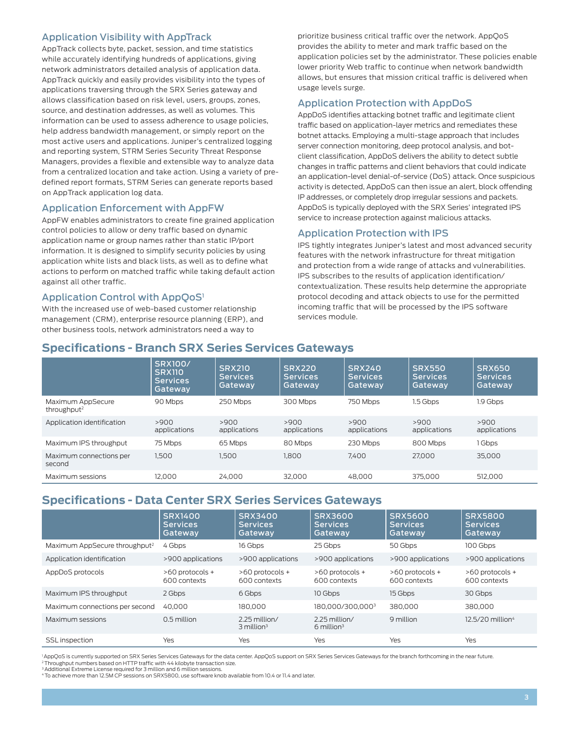### Application Visibility with AppTrack

AppTrack collects byte, packet, session, and time statistics while accurately identifying hundreds of applications, giving network administrators detailed analysis of application data. AppTrack quickly and easily provides visibility into the types of applications traversing through the SRX Series gateway and allows classification based on risk level, users, groups, zones, source, and destination addresses, as well as volumes. This information can be used to assess adherence to usage policies, help address bandwidth management, or simply report on the most active users and applications. Juniper's centralized logging and reporting system, STRM Series Security Threat Response Managers, provides a flexible and extensible way to analyze data from a centralized location and take action. Using a variety of pre-defined report formats, STRM Series can generate reports based on AppTrack application log data.

### Application Enforcement with AppFW

AppFW enables administrators to create fine grained application control policies to allow or deny traffic based on dynamic application name or group names rather than static IP/port information. It is designed to simplify security policies by using application white lists and black lists, as well as to define what actions to perform on matched traffic while taking default action against all other traffic.

### Application Control with AppQoS[1]

With the increased use of web-based customer relationship management (CRM), enterprise resource planning (ERP), and other business tools, network administrators need a way to prioritize business critical traffic over the network. AppQoS provides the ability to meter and mark traffic based on the application policies set by the administrator. These policies enable lower priority Web traffic to continue when network bandwidth allows, but ensures that mission critical traffic is delivered when usage levels surge.

### Application Protection with AppDoS

AppDoS identifies attacking botnet traffic and legitimate client traffic based on application-layer metrics and remediates these botnet attacks. Employing a multi-stage approach that includes server connection monitoring, deep protocol analysis, and bot-client classification, AppDoS delivers the ability to detect subtle changes in traffic patterns and client behaviors that could indicate an application-level denial-of-service (DoS) attack. Once suspicious activity is detected, AppDoS can then issue an alert, block offending IP addresses, or completely drop irregular sessions and packets. AppDoS is typically deployed with the SRX Series' integrated IPS service to increase protection against malicious attacks.

### Application Protection with IPS

IPS tightly integrates Juniper's latest and most advanced security features with the network infrastructure for threat mitigation and protection from a wide range of attacks and vulnerabilities. IPS subscribes to the results of application identification/contextualization. These results help determine the appropriate protocol decoding and attack objects to use for the permitted incoming traffic that will be processed by the IPS software services module.

## Specifications - Branch SRX Series Services Gateways

| | SRX100/ SRX110 Services Gateway | SRX210 Services Gateway | SRX220 Services Gateway | SRX240 Services Gateway | SRX550 Services Gateway | SRX650 Services Gateway |
|---|---|---|---|---|---|---|
| Maximum AppSecure throughput[2] | 90 Mbps | 250 Mbps | 300 Mbps | 750 Mbps | 1.5 Gbps | 1.9 Gbps |
| Application identification | >900 applications | >900 applications | >900 applications | >900 applications | >900 applications | >900 applications |
| Maximum IPS throughput | 75 Mbps | 65 Mbps | 80 Mbps | 230 Mbps | 800 Mbps | 1 Gbps |
| Maximum connections per second | 1,500 | 1,500 | 1,800 | 7,400 | 27,000 | 35,000 |
| Maximum sessions | 12,000 | 24,000 | 32,000 | 48,000 | 375,000 | 512,000 |

## Specifications - Data Center SRX Series Services Gateways

| | SRX1400 Services Gateway | SRX3400 Services Gateway | SRX3600 Services Gateway | SRX5600 Services Gateway | SRX5800 Services Gateway |
|---|---|---|---|---|---|
| Maximum AppSecure throughput[2] | 4 Gbps | 16 Gbps | 25 Gbps | 50 Gbps | 100 Gbps |
| Application identification | >900 applications | >900 applications | >900 applications | >900 applications | >900 applications |
| AppDoS protocols | >60 protocols + 600 contexts | >60 protocols + 600 contexts | >60 protocols + 600 contexts | >60 protocols + 600 contexts | >60 protocols + 600 contexts |
| Maximum IPS throughput | 2 Gbps | 6 Gbps | 10 Gbps | 15 Gbps | 30 Gbps |
| Maximum connections per second | 40,000 | 180,000 | 180,000/300,000[3] | 380,000 | 380,000 |
| Maximum sessions | 0.5 million | 2.25 million/ 3 million[3] | 2.25 million/ 6 million[3] | 9 million | 12.5/20 million[4] |
| SSL inspection | Yes | Yes | Yes | Yes | Yes |

[1] AppQoS is currently supported on SRX Series Services Gateways for the data center. AppQoS support on SRX Series Services Gateways for the branch forthcoming in the near future.
[2] Throughput numbers based on HTTP traffic with 44 kilobyte transaction size.
[3] Additional Extreme License required for 3 million and 6 million sessions.
[4] To achieve more than 12.5M CP sessions on SRX5800, use software knob available from 10.4 or 11.4 and later.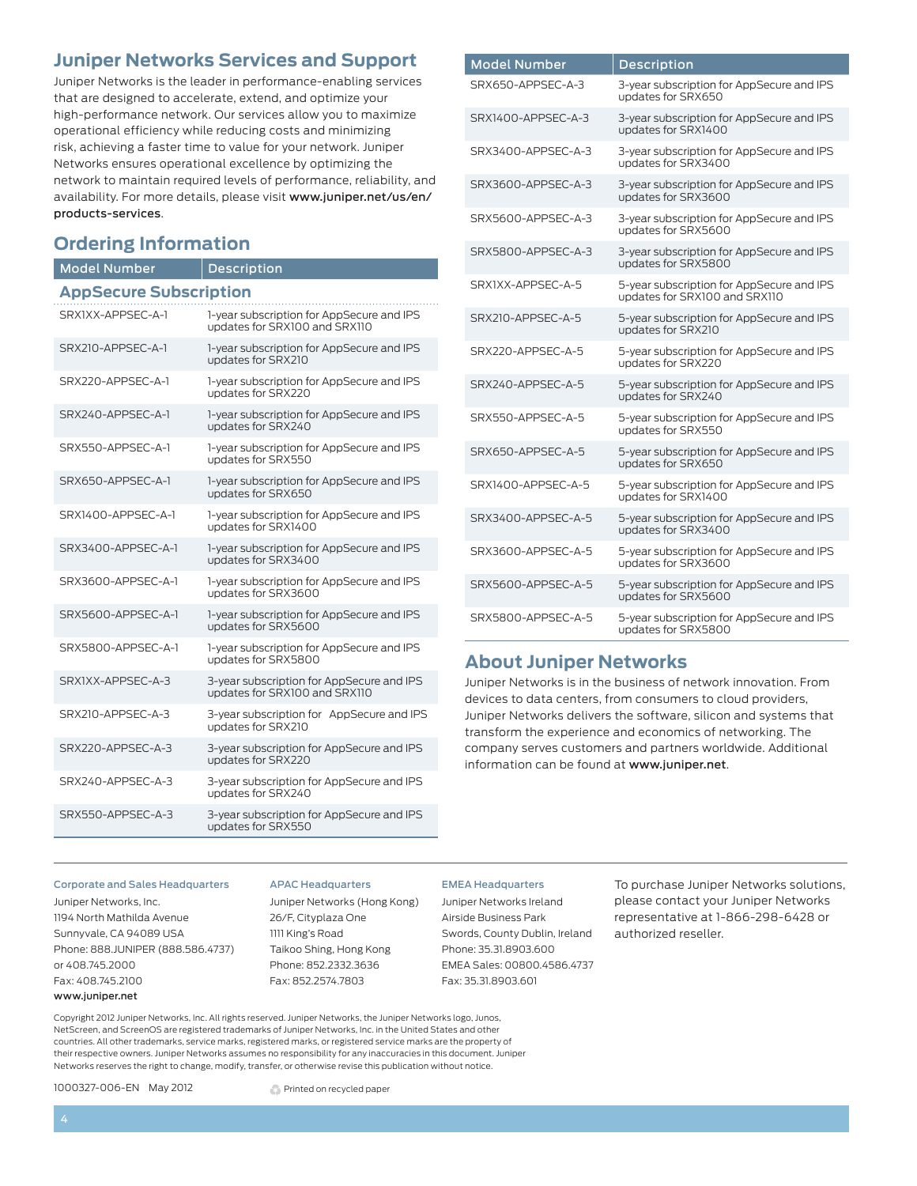## Juniper Networks Services and Support

Juniper Networks is the leader in performance-enabling services that are designed to accelerate, extend, and optimize your high-performance network. Our services allow you to maximize operational efficiency while reducing costs and minimizing risk, achieving a faster time to value for your network. Juniper Networks ensures operational excellence by optimizing the network to maintain required levels of performance, reliability, and availability. For more details, please visit **www.juniper.net/us/en/products-services**.

## Ordering Information

| Model Number | Description |
| --- | --- |
| **AppSecure Subscription** | |
| SRX1XX-APPSEC-A-1 | 1-year subscription for AppSecure and IPS updates for SRX100 and SRX110 |
| SRX210-APPSEC-A-1 | 1-year subscription for AppSecure and IPS updates for SRX210 |
| SRX220-APPSEC-A-1 | 1-year subscription for AppSecure and IPS updates for SRX220 |
| SRX240-APPSEC-A-1 | 1-year subscription for AppSecure and IPS updates for SRX240 |
| SRX550-APPSEC-A-1 | 1-year subscription for AppSecure and IPS updates for SRX550 |
| SRX650-APPSEC-A-1 | 1-year subscription for AppSecure and IPS updates for SRX650 |
| SRX1400-APPSEC-A-1 | 1-year subscription for AppSecure and IPS updates for SRX1400 |
| SRX3400-APPSEC-A-1 | 1-year subscription for AppSecure and IPS updates for SRX3400 |
| SRX3600-APPSEC-A-1 | 1-year subscription for AppSecure and IPS updates for SRX3600 |
| SRX5600-APPSEC-A-1 | 1-year subscription for AppSecure and IPS updates for SRX5600 |
| SRX5800-APPSEC-A-1 | 1-year subscription for AppSecure and IPS updates for SRX5800 |
| SRX1XX-APPSEC-A-3 | 3-year subscription for AppSecure and IPS updates for SRX100 and SRX110 |
| SRX210-APPSEC-A-3 | 3-year subscription for AppSecure and IPS updates for SRX210 |
| SRX220-APPSEC-A-3 | 3-year subscription for AppSecure and IPS updates for SRX220 |
| SRX240-APPSEC-A-3 | 3-year subscription for AppSecure and IPS updates for SRX240 |
| SRX550-APPSEC-A-3 | 3-year subscription for AppSecure and IPS updates for SRX550 |
| SRX650-APPSEC-A-3 | 3-year subscription for AppSecure and IPS updates for SRX650 |
| SRX1400-APPSEC-A-3 | 3-year subscription for AppSecure and IPS updates for SRX1400 |
| SRX3400-APPSEC-A-3 | 3-year subscription for AppSecure and IPS updates for SRX3400 |
| SRX3600-APPSEC-A-3 | 3-year subscription for AppSecure and IPS updates for SRX3600 |
| SRX5600-APPSEC-A-3 | 3-year subscription for AppSecure and IPS updates for SRX5600 |
| SRX5800-APPSEC-A-3 | 3-year subscription for AppSecure and IPS updates for SRX5800 |
| SRX1XX-APPSEC-A-5 | 5-year subscription for AppSecure and IPS updates for SRX100 and SRX110 |
| SRX210-APPSEC-A-5 | 5-year subscription for AppSecure and IPS updates for SRX210 |
| SRX220-APPSEC-A-5 | 5-year subscription for AppSecure and IPS updates for SRX220 |
| SRX240-APPSEC-A-5 | 5-year subscription for AppSecure and IPS updates for SRX240 |
| SRX550-APPSEC-A-5 | 5-year subscription for AppSecure and IPS updates for SRX550 |
| SRX650-APPSEC-A-5 | 5-year subscription for AppSecure and IPS updates for SRX650 |
| SRX1400-APPSEC-A-5 | 5-year subscription for AppSecure and IPS updates for SRX1400 |
| SRX3400-APPSEC-A-5 | 5-year subscription for AppSecure and IPS updates for SRX3400 |
| SRX3600-APPSEC-A-5 | 5-year subscription for AppSecure and IPS updates for SRX3600 |
| SRX5600-APPSEC-A-5 | 5-year subscription for AppSecure and IPS updates for SRX5600 |
| SRX5800-APPSEC-A-5 | 5-year subscription for AppSecure and IPS updates for SRX5800 |

## About Juniper Networks

Juniper Networks is in the business of network innovation. From devices to data centers, from consumers to cloud providers, Juniper Networks delivers the software, silicon and systems that transform the experience and economics of networking. The company serves customers and partners worldwide. Additional information can be found at **www.juniper.net**.

**Corporate and Sales Headquarters**
Juniper Networks, Inc.
1194 North Mathilda Avenue
Sunnyvale, CA 94089 USA
Phone: 888.JUNIPER (888.586.4737)
or 408.745.2000
Fax: 408.745.2100
**www.juniper.net**

**APAC Headquarters**
Juniper Networks (Hong Kong)
26/F, Cityplaza One
1111 King's Road
Taikoo Shing, Hong Kong
Phone: 852.2332.3636
Fax: 852.2574.7803

**EMEA Headquarters**
Juniper Networks Ireland
Airside Business Park
Swords, County Dublin, Ireland
Phone: 35.31.8903.600
EMEA Sales: 00800.4586.4737
Fax: 35.31.8903.601

To purchase Juniper Networks solutions, please contact your Juniper Networks representative at 1-866-298-6428 or authorized reseller.

Copyright 2012 Juniper Networks, Inc. All rights reserved. Juniper Networks, the Juniper Networks logo, Junos, NetScreen, and ScreenOS are registered trademarks of Juniper Networks, Inc. in the United States and other countries. All other trademarks, service marks, registered marks, or registered service marks are the property of their respective owners. Juniper Networks assumes no responsibility for any inaccuracies in this document. Juniper Networks reserves the right to change, modify, transfer, or otherwise revise this publication without notice.

1000327-006-EN May 2012

Printed on recycled paper